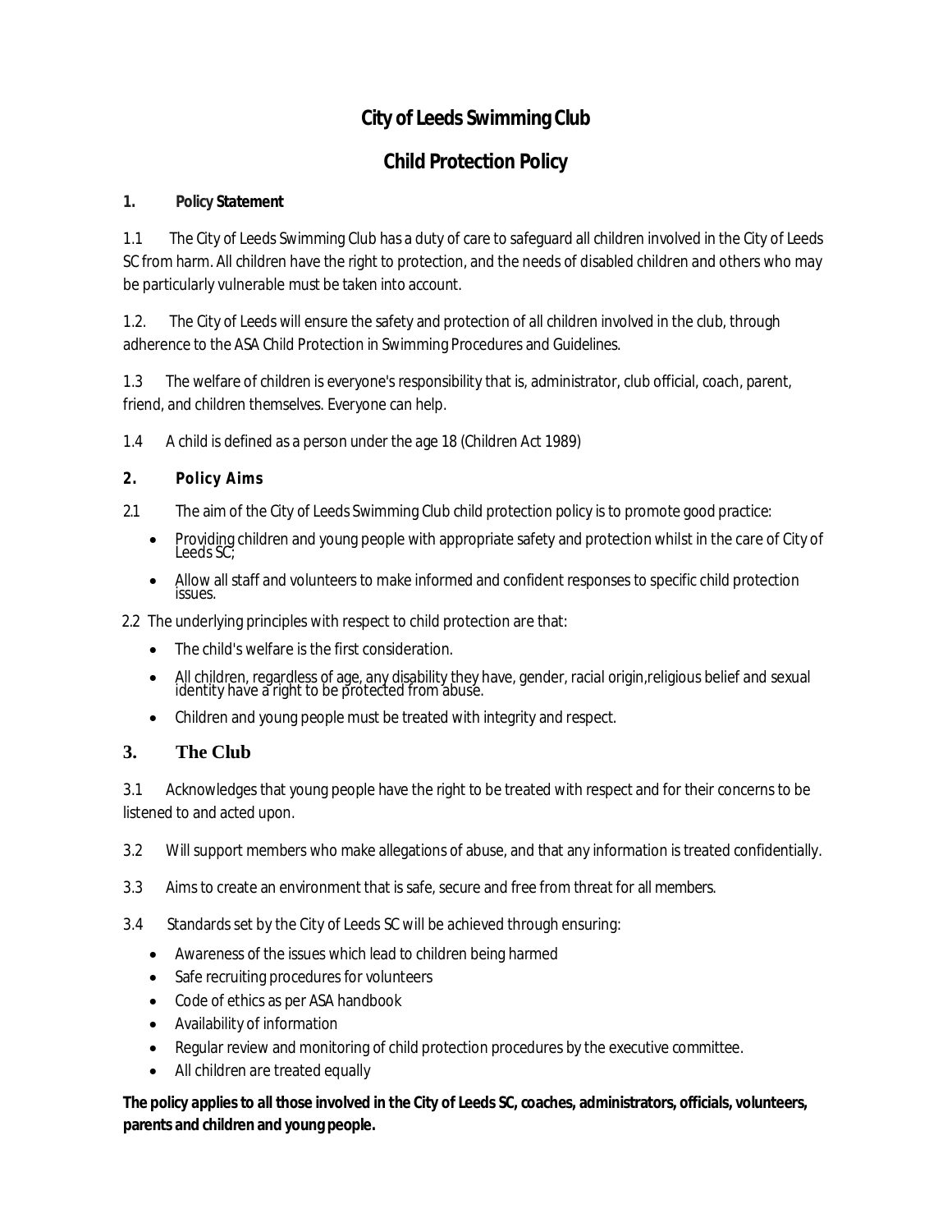# City of Leeds Swimming Club

## Child Protection Policy

### 1. Policy Statement

1.1 The City of Leeds Swimming Club has a duty of care to safeguard all children involved in the City of Leeds SC from harm. All children have the right to protection, and the needs of disabled children and others who may be particularly vulnerable must be taken into account.

1.2. The City of Leeds will ensure the safety and protection of all children involved in the club, through adherence to the ASA Child Protection in Swimming Procedures and Guidelines.

1.3 The welfare of children is everyone's responsibility that is, administrator, club official, coach, parent, friend, and children themselves. Everyone can help.

1.4 A child is defined as a person under the age 18 (Children Act 1989)

### 2. Policy Aims

2.1 The aim of the City of Leeds Swimming Club child protection policy is to promote good practice:

- Providing children and young people with appropriate safety and protection whilst in the care of City of Leeds SC;
- Allow all staff and volunteers to make informed and confident responses to specific child protection issues.

2.2 The underlying principles with respect to child protection are that:

- The child's welfare is the first consideration.
- All children, regardless of age, any disability they have, gender, racial origin,religious belief and sexual identity have a right to be protected from abuse.
- Children and young people must be treated with integrity and respect.

### 3. The Club

3.1 Acknowledges that young people have the right to be treated with respect and for their concerns to be listened to and acted upon.

3.2 Will support members who make allegations of abuse, and that any information is treated confidentially.

3.3 Aims to create an environment that is safe, secure and free from threat for all members.

3.4 Standards set by the City of Leeds SC will be achieved through ensuring:

- Awareness of the issues which lead to children being harmed
- Safe recruiting procedures for volunteers
- Code of ethics as per ASA handbook
- Availability of information
- Regular review and monitoring of child protection procedures by the executive committee.
- All children are treated equally

**The policy applies to all those involved in the City of Leeds SC, coaches, administrators, officials, volunteers, parents and children and young people.**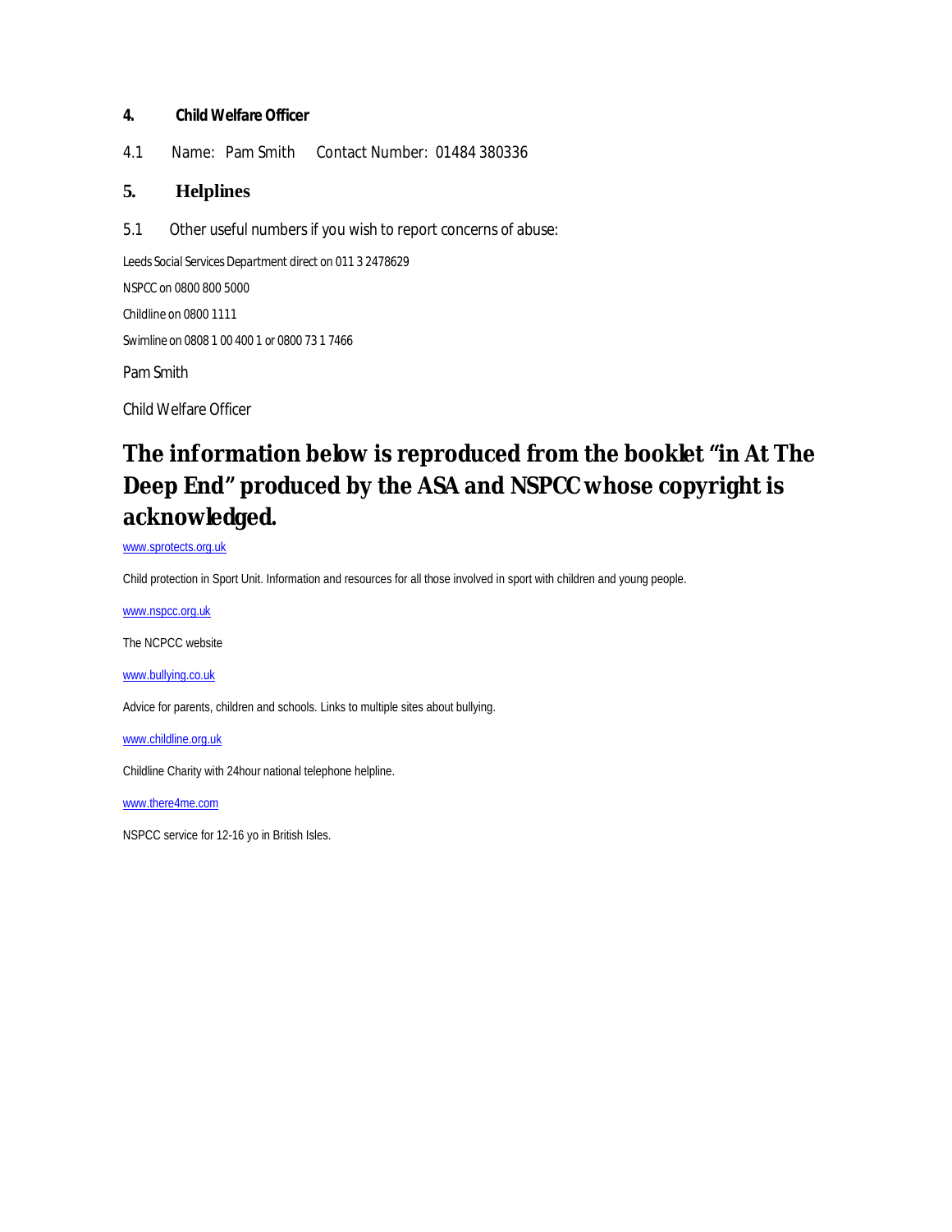**4. Child Welfare Officer**

4.1 Name: Pam Smith Contact Number: 01484 380336

## 5. Helplines

5.1 Other useful numbers if you wish to report concerns of abuse:

Leeds Social Services Department direct on 011 3 2478629

NSPCC on 0800 800 5000

Childline on 0800 1111

Swimline on 0808 1 00 400 1 or 0800 73 1 7466

Pam Smith

Child Welfare Officer

# The information below is reproduced from the booklet "in At The Deep End" produced by the ASA and NSPCC whose copyright is acknowledged.

www.sprotects.org.uk

Child protection in Sport Unit. Information and resources for all those involved in sport with children and young people.

www.nspcc.org.uk

The NCPCC website

www.bullying.co.uk

Advice for parents, children and schools. Links to multiple sites about bullying.

www.childline.org.uk

Childline Charity with 24hour national telephone helpline.

www.there4me.com

NSPCC service for 12-16 yo in British Isles.